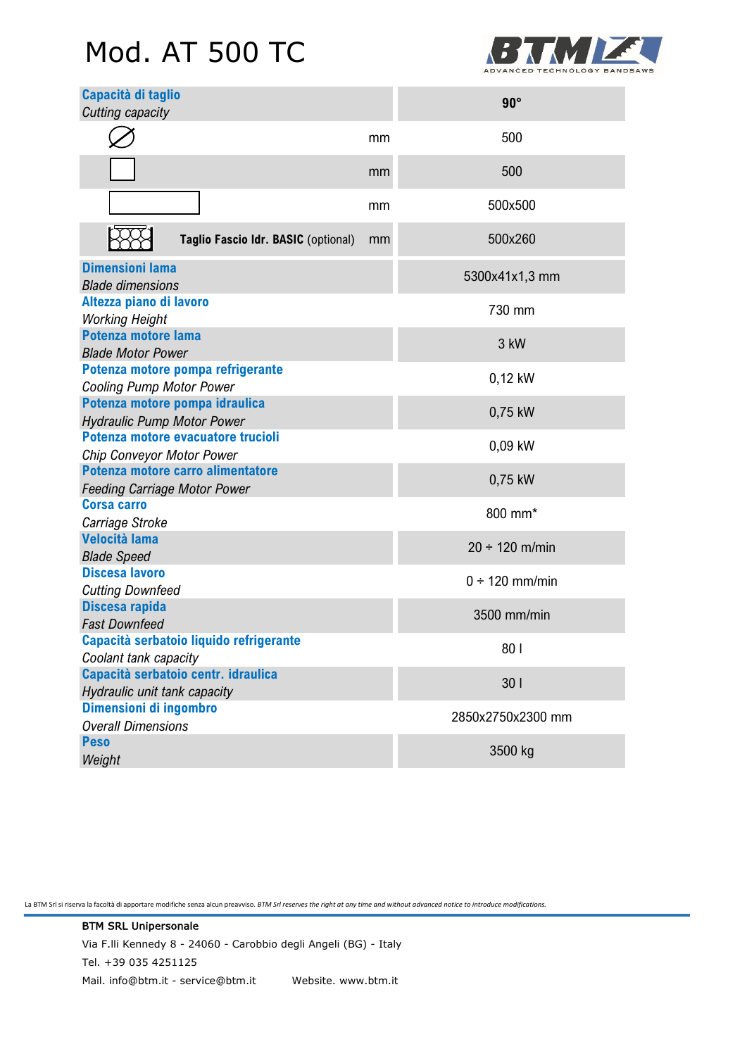# Mod. AT 500 TC

BTM — ADVANCED TECHNOLOGY BANDSAWS

| **Capacità di taglio** *Cutting capacity* | | **90°** |
|---|---|---|
| ∅ | mm | 500 |
| □ | mm | 500 |
| ▭ | mm | 500x500 |
| **Taglio Fascio Idr. BASIC** (optional) | mm | 500x260 |
| **Dimensioni lama** *Blade dimensions* | | 5300x41x1,3 mm |
| **Altezza piano di lavoro** *Working Height* | | 730 mm |
| **Potenza motore lama** *Blade Motor Power* | | 3 kW |
| **Potenza motore pompa refrigerante** *Cooling Pump Motor Power* | | 0,12 kW |
| **Potenza motore pompa idraulica** *Hydraulic Pump Motor Power* | | 0,75 kW |
| **Potenza motore evacuatore trucioli** *Chip Conveyor Motor Power* | | 0,09 kW |
| **Potenza motore carro alimentatore** *Feeding Carriage Motor Power* | | 0,75 kW |
| **Corsa carro** *Carriage Stroke* | | 800 mm* |
| **Velocità lama** *Blade Speed* | | 20 ÷ 120 m/min |
| **Discesa lavoro** *Cutting Downfeed* | | 0 ÷ 120 mm/min |
| **Discesa rapida** *Fast Downfeed* | | 3500 mm/min |
| **Capacità serbatoio liquido refrigerante** *Coolant tank capacity* | | 80 l |
| **Capacità serbatoio centr. idraulica** *Hydraulic unit tank capacity* | | 30 l |
| **Dimensioni di ingombro** *Overall Dimensions* | | 2850x2750x2300 mm |
| **Peso** *Weight* | | 3500 kg |

La BTM Srl si riserva la facoltà di apportare modifiche senza alcun preavviso. *BTM Srl reserves the right at any time and without advanced notice to introduce modifications.*

BTM SRL Unipersonale
Via F.lli Kennedy 8 - 24060 - Carobbio degli Angeli (BG) - Italy
Tel. +39 035 4251125
Mail. info@btm.it - service@btm.it  Website. www.btm.it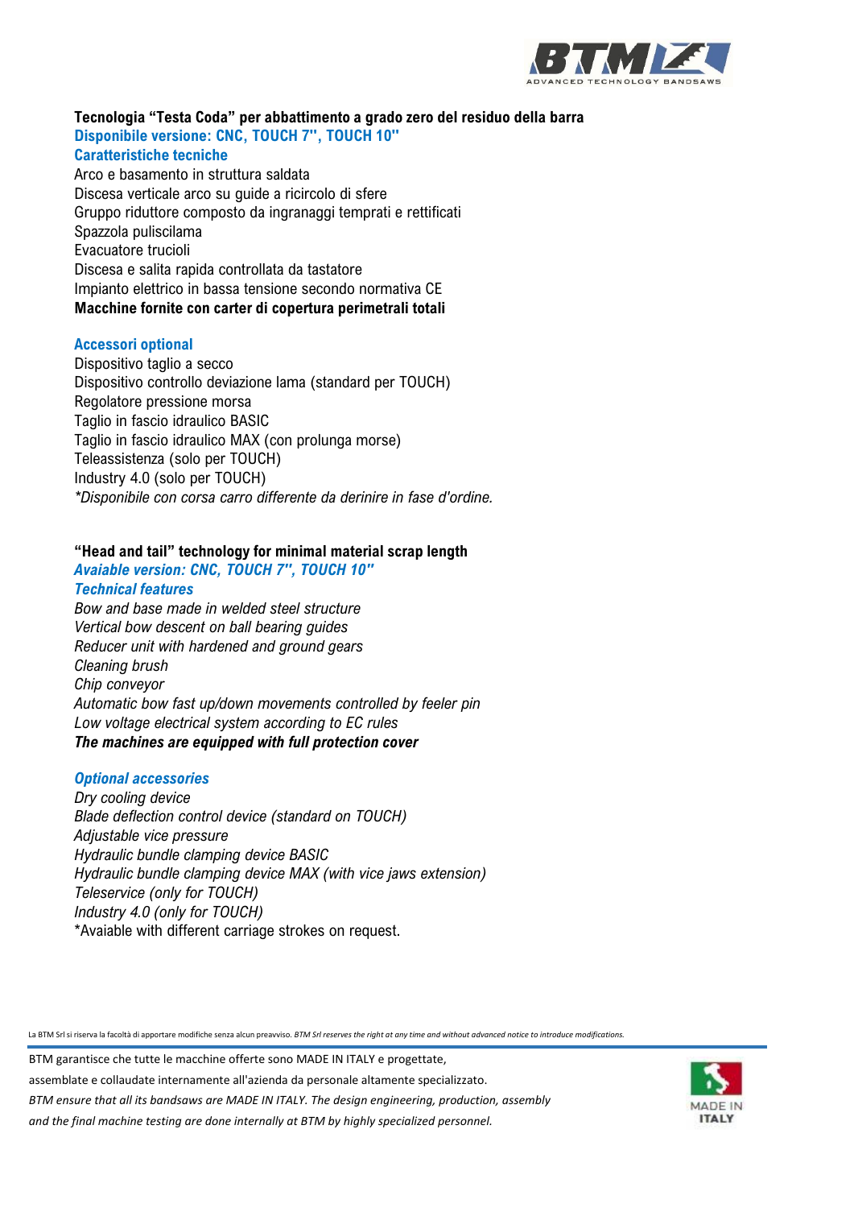**Tecnologia "Testa Coda" per abbattimento a grado zero del residuo della barra**

**Disponibile versione: CNC, TOUCH 7", TOUCH 10"**

**Caratteristiche tecniche**

Arco e basamento in struttura saldata
Discesa verticale arco su guide a ricircolo di sfere
Gruppo riduttore composto da ingranaggi temprati e rettificati
Spazzola puliscilama
Evacuatore trucioli
Discesa e salita rapida controllata da tastatore
Impianto elettrico in bassa tensione secondo normativa CE
**Macchine fornite con carter di copertura perimetrali totali**

**Accessori optional**

Dispositivo taglio a secco
Dispositivo controllo deviazione lama (standard per TOUCH)
Regolatore pressione morsa
Taglio in fascio idraulico BASIC
Taglio in fascio idraulico MAX (con prolunga morse)
Teleassistenza (solo per TOUCH)
Industry 4.0 (solo per TOUCH)
*\*Disponibile con corsa carro differente da derinire in fase d'ordine.*

**"Head and tail" technology for minimal material scrap length**

***Avaiable version: CNC, TOUCH 7", TOUCH 10"***

***Technical features***

*Bow and base made in welded steel structure*
*Vertical bow descent on ball bearing guides*
*Reducer unit with hardened and ground gears*
*Cleaning brush*
*Chip conveyor*
*Automatic bow fast up/down movements controlled by feeler pin*
*Low voltage electrical system according to EC rules*
***The machines are equipped with full protection cover***

***Optional accessories***

*Dry cooling device*
*Blade deflection control device (standard on TOUCH)*
*Adjustable vice pressure*
*Hydraulic bundle clamping device BASIC*
*Hydraulic bundle clamping device MAX (with vice jaws extension)*
*Teleservice (only for TOUCH)*
*Industry 4.0 (only for TOUCH)*
\*Avaiable with different carriage strokes on request.

La BTM Srl si riserva la facoltà di apportare modifiche senza alcun preavviso. *BTM Srl reserves the right at any time and without advanced notice to introduce modifications.*

BTM garantisce che tutte le macchine offerte sono MADE IN ITALY e progettate,
assemblate e collaudate internamente all'azienda da personale altamente specializzato.
*BTM ensure that all its bandsaws are MADE IN ITALY. The design engineering, production, assembly and the final machine testing are done internally at BTM by highly specialized personnel.*